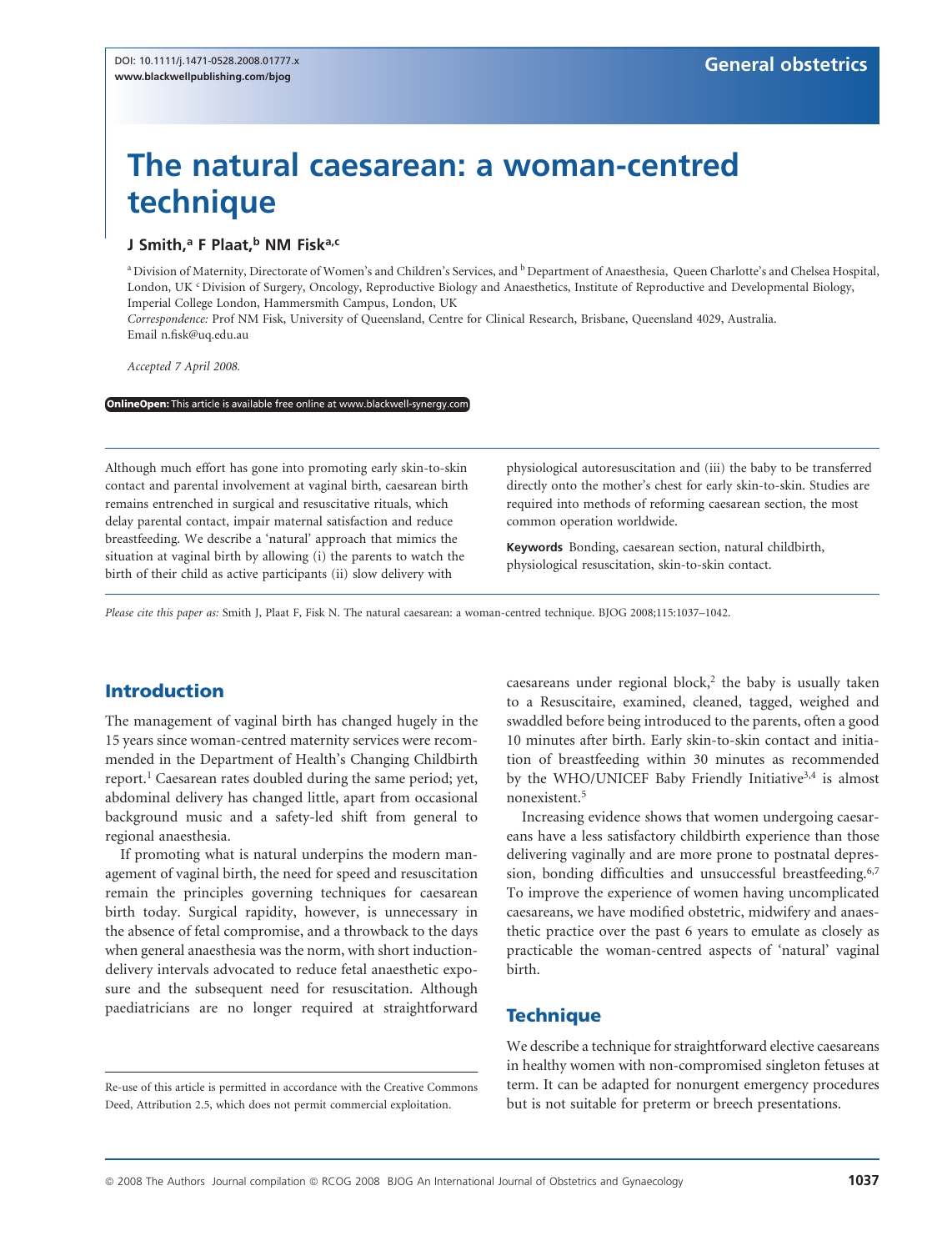# The natural caesarean: a woman-centred technique

**J Smith,[a] F Plaat,[b] NM Fisk[a,c]**

[a] Division of Maternity, Directorate of Women's and Children's Services, and [b] Department of Anaesthesia, Queen Charlotte's and Chelsea Hospital, London, UK [c] Division of Surgery, Oncology, Reproductive Biology and Anaesthetics, Institute of Reproductive and Developmental Biology, Imperial College London, Hammersmith Campus, London, UK

*Correspondence:* Prof NM Fisk, University of Queensland, Centre for Clinical Research, Brisbane, Queensland 4029, Australia. Email n.fisk@uq.edu.au

*Accepted 7 April 2008.*

**OnlineOpen:** This article is available free online at www.blackwell-synergy.com

Although much effort has gone into promoting early skin-to-skin contact and parental involvement at vaginal birth, caesarean birth remains entrenched in surgical and resuscitative rituals, which delay parental contact, impair maternal satisfaction and reduce breastfeeding. We describe a 'natural' approach that mimics the situation at vaginal birth by allowing (i) the parents to watch the birth of their child as active participants (ii) slow delivery with physiological autoresuscitation and (iii) the baby to be transferred directly onto the mother's chest for early skin-to-skin. Studies are required into methods of reforming caesarean section, the most common operation worldwide.

**Keywords** Bonding, caesarean section, natural childbirth, physiological resuscitation, skin-to-skin contact.

*Please cite this paper as:* Smith J, Plaat F, Fisk N. The natural caesarean: a woman-centred technique. BJOG 2008;115:1037–1042.

## Introduction

The management of vaginal birth has changed hugely in the 15 years since woman-centred maternity services were recommended in the Department of Health's Changing Childbirth report.[1] Caesarean rates doubled during the same period; yet, abdominal delivery has changed little, apart from occasional background music and a safety-led shift from general to regional anaesthesia.

If promoting what is natural underpins the modern management of vaginal birth, the need for speed and resuscitation remain the principles governing techniques for caesarean birth today. Surgical rapidity, however, is unnecessary in the absence of fetal compromise, and a throwback to the days when general anaesthesia was the norm, with short induction-delivery intervals advocated to reduce fetal anaesthetic exposure and the subsequent need for resuscitation. Although paediatricians are no longer required at straightforward caesareans under regional block,[2] the baby is usually taken to a Resuscitaire, examined, cleaned, tagged, weighed and swaddled before being introduced to the parents, often a good 10 minutes after birth. Early skin-to-skin contact and initiation of breastfeeding within 30 minutes as recommended by the WHO/UNICEF Baby Friendly Initiative[3,4] is almost nonexistent.[5]

Increasing evidence shows that women undergoing caesareans have a less satisfactory childbirth experience than those delivering vaginally and are more prone to postnatal depression, bonding difficulties and unsuccessful breastfeeding.[6,7] To improve the experience of women having uncomplicated caesareans, we have modified obstetric, midwifery and anaesthetic practice over the past 6 years to emulate as closely as practicable the woman-centred aspects of 'natural' vaginal birth.

## Technique

We describe a technique for straightforward elective caesareans in healthy women with non-compromised singleton fetuses at term. It can be adapted for nonurgent emergency procedures but is not suitable for preterm or breech presentations.

Re-use of this article is permitted in accordance with the Creative Commons Deed, Attribution 2.5, which does not permit commercial exploitation.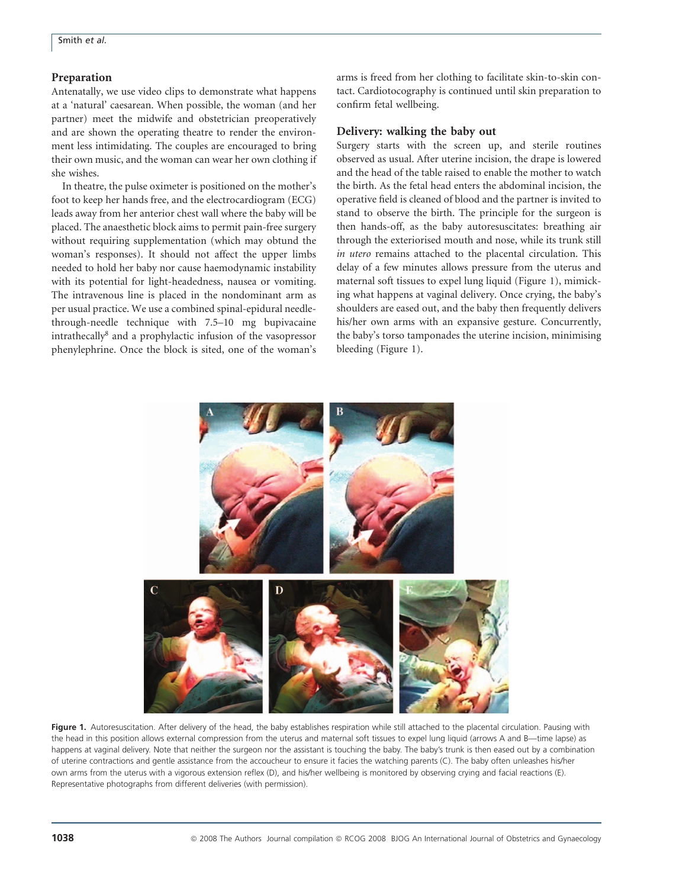## Preparation

Antenatally, we use video clips to demonstrate what happens at a 'natural' caesarean. When possible, the woman (and her partner) meet the midwife and obstetrician preoperatively and are shown the operating theatre to render the environment less intimidating. The couples are encouraged to bring their own music, and the woman can wear her own clothing if she wishes.

In theatre, the pulse oximeter is positioned on the mother's foot to keep her hands free, and the electrocardiogram (ECG) leads away from her anterior chest wall where the baby will be placed. The anaesthetic block aims to permit pain-free surgery without requiring supplementation (which may obtund the woman's responses). It should not affect the upper limbs needed to hold her baby nor cause haemodynamic instability with its potential for light-headedness, nausea or vomiting. The intravenous line is placed in the nondominant arm as per usual practice. We use a combined spinal-epidural needle-through-needle technique with 7.5–10 mg bupivacaine intrathecally[8] and a prophylactic infusion of the vasopressor phenylephrine. Once the block is sited, one of the woman's arms is freed from her clothing to facilitate skin-to-skin contact. Cardiotocography is continued until skin preparation to confirm fetal wellbeing.

## Delivery: walking the baby out

Surgery starts with the screen up, and sterile routines observed as usual. After uterine incision, the drape is lowered and the head of the table raised to enable the mother to watch the birth. As the fetal head enters the abdominal incision, the operative field is cleaned of blood and the partner is invited to stand to observe the birth. The principle for the surgeon is then hands-off, as the baby autoresuscitates: breathing air through the exteriorised mouth and nose, while its trunk still *in utero* remains attached to the placental circulation. This delay of a few minutes allows pressure from the uterus and maternal soft tissues to expel lung liquid (Figure 1), mimicking what happens at vaginal delivery. Once crying, the baby's shoulders are eased out, and the baby then frequently delivers his/her own arms with an expansive gesture. Concurrently, the baby's torso tamponades the uterine incision, minimising bleeding (Figure 1).

**Figure 1.** Autoresuscitation. After delivery of the head, the baby establishes respiration while still attached to the placental circulation. Pausing with the head in this position allows external compression from the uterus and maternal soft tissues to expel lung liquid (arrows A and B—time lapse) as happens at vaginal delivery. Note that neither the surgeon nor the assistant is touching the baby. The baby's trunk is then eased out by a combination of uterine contractions and gentle assistance from the accoucheur to ensure it facies the watching parents (C). The baby often unleashes his/her own arms from the uterus with a vigorous extension reflex (D), and his/her wellbeing is monitored by observing crying and facial reactions (E). Representative photographs from different deliveries (with permission).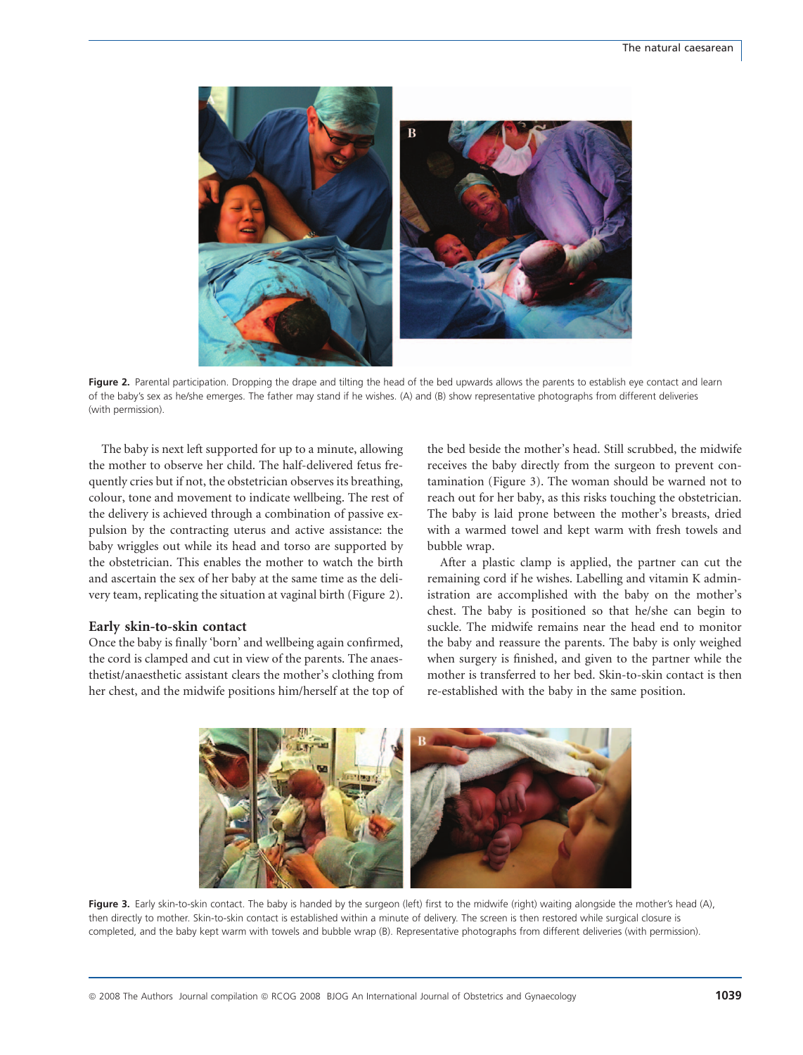Figure 2. Parental participation. Dropping the drape and tilting the head of the bed upwards allows the parents to establish eye contact and learn of the baby's sex as he/she emerges. The father may stand if he wishes. (A) and (B) show representative photographs from different deliveries (with permission).

The baby is next left supported for up to a minute, allowing the mother to observe her child. The half-delivered fetus frequently cries but if not, the obstetrician observes its breathing, colour, tone and movement to indicate wellbeing. The rest of the delivery is achieved through a combination of passive expulsion by the contracting uterus and active assistance: the baby wriggles out while its head and torso are supported by the obstetrician. This enables the mother to watch the birth and ascertain the sex of her baby at the same time as the delivery team, replicating the situation at vaginal birth (Figure 2).

## Early skin-to-skin contact

Once the baby is finally 'born' and wellbeing again confirmed, the cord is clamped and cut in view of the parents. The anaesthetist/anaesthetic assistant clears the mother's clothing from her chest, and the midwife positions him/herself at the top of the bed beside the mother's head. Still scrubbed, the midwife receives the baby directly from the surgeon to prevent contamination (Figure 3). The woman should be warned not to reach out for her baby, as this risks touching the obstetrician. The baby is laid prone between the mother's breasts, dried with a warmed towel and kept warm with fresh towels and bubble wrap.

After a plastic clamp is applied, the partner can cut the remaining cord if he wishes. Labelling and vitamin K administration are accomplished with the baby on the mother's chest. The baby is positioned so that he/she can begin to suckle. The midwife remains near the head end to monitor the baby and reassure the parents. The baby is only weighed when surgery is finished, and given to the partner while the mother is transferred to her bed. Skin-to-skin contact is then re-established with the baby in the same position.

Figure 3. Early skin-to-skin contact. The baby is handed by the surgeon (left) first to the midwife (right) waiting alongside the mother's head (A), then directly to mother. Skin-to-skin contact is established within a minute of delivery. The screen is then restored while surgical closure is completed, and the baby kept warm with towels and bubble wrap (B). Representative photographs from different deliveries (with permission).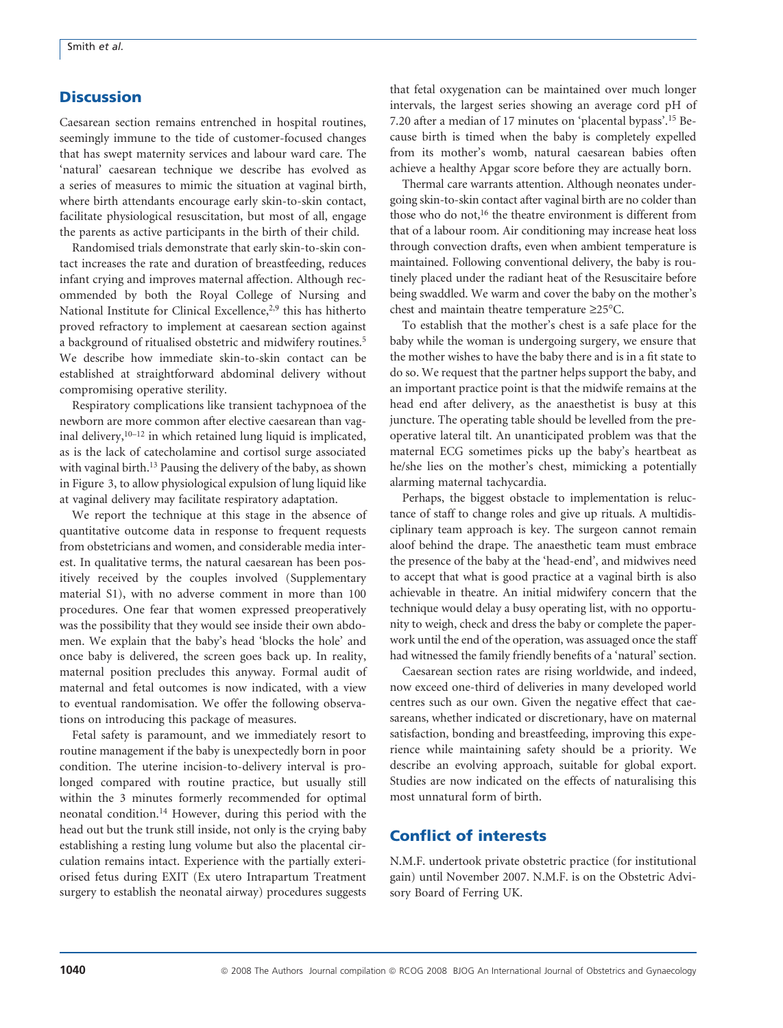## Discussion

Caesarean section remains entrenched in hospital routines, seemingly immune to the tide of customer-focused changes that has swept maternity services and labour ward care. The 'natural' caesarean technique we describe has evolved as a series of measures to mimic the situation at vaginal birth, where birth attendants encourage early skin-to-skin contact, facilitate physiological resuscitation, but most of all, engage the parents as active participants in the birth of their child.

Randomised trials demonstrate that early skin-to-skin contact increases the rate and duration of breastfeeding, reduces infant crying and improves maternal affection. Although recommended by both the Royal College of Nursing and National Institute for Clinical Excellence,[2,9] this has hitherto proved refractory to implement at caesarean section against a background of ritualised obstetric and midwifery routines.[5] We describe how immediate skin-to-skin contact can be established at straightforward abdominal delivery without compromising operative sterility.

Respiratory complications like transient tachypnoea of the newborn are more common after elective caesarean than vaginal delivery,[10–12] in which retained lung liquid is implicated, as is the lack of catecholamine and cortisol surge associated with vaginal birth.[13] Pausing the delivery of the baby, as shown in Figure 3, to allow physiological expulsion of lung liquid like at vaginal delivery may facilitate respiratory adaptation.

We report the technique at this stage in the absence of quantitative outcome data in response to frequent requests from obstetricians and women, and considerable media interest. In qualitative terms, the natural caesarean has been positively received by the couples involved (Supplementary material S1), with no adverse comment in more than 100 procedures. One fear that women expressed preoperatively was the possibility that they would see inside their own abdomen. We explain that the baby's head 'blocks the hole' and once baby is delivered, the screen goes back up. In reality, maternal position precludes this anyway. Formal audit of maternal and fetal outcomes is now indicated, with a view to eventual randomisation. We offer the following observations on introducing this package of measures.

Fetal safety is paramount, and we immediately resort to routine management if the baby is unexpectedly born in poor condition. The uterine incision-to-delivery interval is prolonged compared with routine practice, but usually still within the 3 minutes formerly recommended for optimal neonatal condition.[14] However, during this period with the head out but the trunk still inside, not only is the crying baby establishing a resting lung volume but also the placental circulation remains intact. Experience with the partially exteriorised fetus during EXIT (Ex utero Intrapartum Treatment surgery to establish the neonatal airway) procedures suggests that fetal oxygenation can be maintained over much longer intervals, the largest series showing an average cord pH of 7.20 after a median of 17 minutes on 'placental bypass'.[15] Because birth is timed when the baby is completely expelled from its mother's womb, natural caesarean babies often achieve a healthy Apgar score before they are actually born.

Thermal care warrants attention. Although neonates undergoing skin-to-skin contact after vaginal birth are no colder than those who do not,[16] the theatre environment is different from that of a labour room. Air conditioning may increase heat loss through convection drafts, even when ambient temperature is maintained. Following conventional delivery, the baby is routinely placed under the radiant heat of the Resuscitaire before being swaddled. We warm and cover the baby on the mother's chest and maintain theatre temperature ≥25°C.

To establish that the mother's chest is a safe place for the baby while the woman is undergoing surgery, we ensure that the mother wishes to have the baby there and is in a fit state to do so. We request that the partner helps support the baby, and an important practice point is that the midwife remains at the head end after delivery, as the anaesthetist is busy at this juncture. The operating table should be levelled from the preoperative lateral tilt. An unanticipated problem was that the maternal ECG sometimes picks up the baby's heartbeat as he/she lies on the mother's chest, mimicking a potentially alarming maternal tachycardia.

Perhaps, the biggest obstacle to implementation is reluctance of staff to change roles and give up rituals. A multidisciplinary team approach is key. The surgeon cannot remain aloof behind the drape. The anaesthetic team must embrace the presence of the baby at the 'head-end', and midwives need to accept that what is good practice at a vaginal birth is also achievable in theatre. An initial midwifery concern that the technique would delay a busy operating list, with no opportunity to weigh, check and dress the baby or complete the paperwork until the end of the operation, was assuaged once the staff had witnessed the family friendly benefits of a 'natural' section.

Caesarean section rates are rising worldwide, and indeed, now exceed one-third of deliveries in many developed world centres such as our own. Given the negative effect that caesareans, whether indicated or discretionary, have on maternal satisfaction, bonding and breastfeeding, improving this experience while maintaining safety should be a priority. We describe an evolving approach, suitable for global export. Studies are now indicated on the effects of naturalising this most unnatural form of birth.

## Conflict of interests

N.M.F. undertook private obstetric practice (for institutional gain) until November 2007. N.M.F. is on the Obstetric Advisory Board of Ferring UK.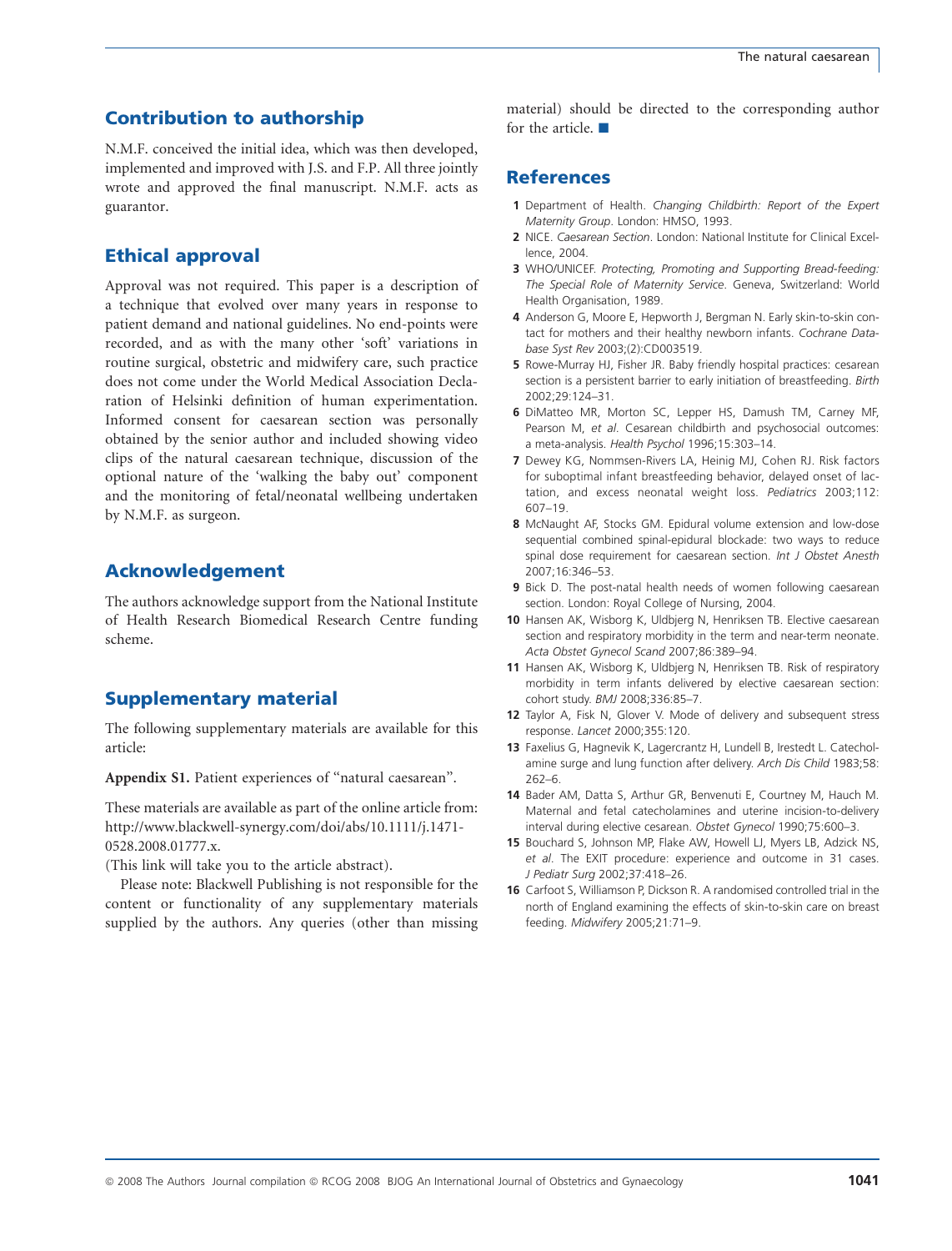## Contribution to authorship

N.M.F. conceived the initial idea, which was then developed, implemented and improved with J.S. and F.P. All three jointly wrote and approved the final manuscript. N.M.F. acts as guarantor.

## Ethical approval

Approval was not required. This paper is a description of a technique that evolved over many years in response to patient demand and national guidelines. No end-points were recorded, and as with the many other 'soft' variations in routine surgical, obstetric and midwifery care, such practice does not come under the World Medical Association Declaration of Helsinki definition of human experimentation. Informed consent for caesarean section was personally obtained by the senior author and included showing video clips of the natural caesarean technique, discussion of the optional nature of the 'walking the baby out' component and the monitoring of fetal/neonatal wellbeing undertaken by N.M.F. as surgeon.

## Acknowledgement

The authors acknowledge support from the National Institute of Health Research Biomedical Research Centre funding scheme.

## Supplementary material

The following supplementary materials are available for this article:

**Appendix S1.** Patient experiences of "natural caesarean".

These materials are available as part of the online article from: http://www.blackwell-synergy.com/doi/abs/10.1111/j.1471-0528.2008.01777.x.
(This link will take you to the article abstract).

Please note: Blackwell Publishing is not responsible for the content or functionality of any supplementary materials supplied by the authors. Any queries (other than missing material) should be directed to the corresponding author for the article. ■

## References

1. Department of Health. *Changing Childbirth: Report of the Expert Maternity Group*. London: HMSO, 1993.
2. NICE. *Caesarean Section*. London: National Institute for Clinical Excellence, 2004.
3. WHO/UNICEF. *Protecting, Promoting and Supporting Bread-feeding: The Special Role of Maternity Service*. Geneva, Switzerland: World Health Organisation, 1989.
4. Anderson G, Moore E, Hepworth J, Bergman N. Early skin-to-skin contact for mothers and their healthy newborn infants. *Cochrane Database Syst Rev* 2003;(2):CD003519.
5. Rowe-Murray HJ, Fisher JR. Baby friendly hospital practices: cesarean section is a persistent barrier to early initiation of breastfeeding. *Birth* 2002;29:124–31.
6. DiMatteo MR, Morton SC, Lepper HS, Damush TM, Carney MF, Pearson M, *et al*. Cesarean childbirth and psychosocial outcomes: a meta-analysis. *Health Psychol* 1996;15:303–14.
7. Dewey KG, Nommsen-Rivers LA, Heinig MJ, Cohen RJ. Risk factors for suboptimal infant breastfeeding behavior, delayed onset of lactation, and excess neonatal weight loss. *Pediatrics* 2003;112:607–19.
8. McNaught AF, Stocks GM. Epidural volume extension and low-dose sequential combined spinal-epidural blockade: two ways to reduce spinal dose requirement for caesarean section. *Int J Obstet Anesth* 2007;16:346–53.
9. Bick D. The post-natal health needs of women following caesarean section. London: Royal College of Nursing, 2004.
10. Hansen AK, Wisborg K, Uldbjerg N, Henriksen TB. Elective caesarean section and respiratory morbidity in the term and near-term neonate. *Acta Obstet Gynecol Scand* 2007;86:389–94.
11. Hansen AK, Wisborg K, Uldbjerg N, Henriksen TB. Risk of respiratory morbidity in term infants delivered by elective caesarean section: cohort study. *BMJ* 2008;336:85–7.
12. Taylor A, Fisk N, Glover V. Mode of delivery and subsequent stress response. *Lancet* 2000;355:120.
13. Faxelius G, Hagnevik K, Lagercrantz H, Lundell B, Irestedt L. Catecholamine surge and lung function after delivery. *Arch Dis Child* 1983;58:262–6.
14. Bader AM, Datta S, Arthur GR, Benvenuti E, Courtney M, Hauch M. Maternal and fetal catecholamines and uterine incision-to-delivery interval during elective cesarean. *Obstet Gynecol* 1990;75:600–3.
15. Bouchard S, Johnson MP, Flake AW, Howell LJ, Myers LB, Adzick NS, *et al*. The EXIT procedure: experience and outcome in 31 cases. *J Pediatr Surg* 2002;37:418–26.
16. Carfoot S, Williamson P, Dickson R. A randomised controlled trial in the north of England examining the effects of skin-to-skin care on breast feeding. *Midwifery* 2005;21:71–9.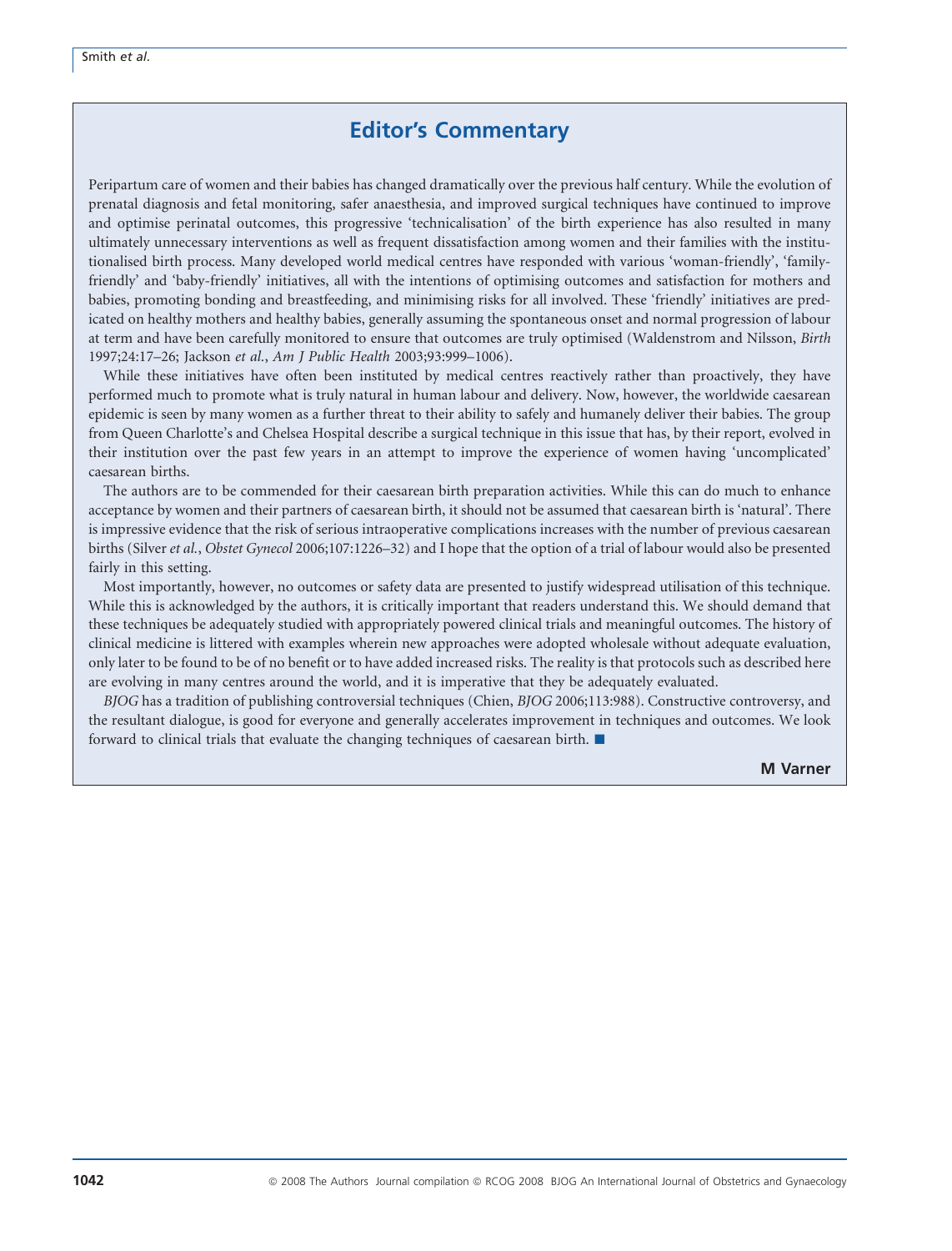## Editor's Commentary

Peripartum care of women and their babies has changed dramatically over the previous half century. While the evolution of prenatal diagnosis and fetal monitoring, safer anaesthesia, and improved surgical techniques have continued to improve and optimise perinatal outcomes, this progressive 'technicalisation' of the birth experience has also resulted in many ultimately unnecessary interventions as well as frequent dissatisfaction among women and their families with the institutionalised birth process. Many developed world medical centres have responded with various 'woman-friendly', 'family-friendly' and 'baby-friendly' initiatives, all with the intentions of optimising outcomes and satisfaction for mothers and babies, promoting bonding and breastfeeding, and minimising risks for all involved. These 'friendly' initiatives are predicated on healthy mothers and healthy babies, generally assuming the spontaneous onset and normal progression of labour at term and have been carefully monitored to ensure that outcomes are truly optimised (Waldenstrom and Nilsson, *Birth* 1997;24:17–26; Jackson *et al.*, *Am J Public Health* 2003;93:999–1006).

While these initiatives have often been instituted by medical centres reactively rather than proactively, they have performed much to promote what is truly natural in human labour and delivery. Now, however, the worldwide caesarean epidemic is seen by many women as a further threat to their ability to safely and humanely deliver their babies. The group from Queen Charlotte's and Chelsea Hospital describe a surgical technique in this issue that has, by their report, evolved in their institution over the past few years in an attempt to improve the experience of women having 'uncomplicated' caesarean births.

The authors are to be commended for their caesarean birth preparation activities. While this can do much to enhance acceptance by women and their partners of caesarean birth, it should not be assumed that caesarean birth is 'natural'. There is impressive evidence that the risk of serious intraoperative complications increases with the number of previous caesarean births (Silver *et al.*, *Obstet Gynecol* 2006;107:1226–32) and I hope that the option of a trial of labour would also be presented fairly in this setting.

Most importantly, however, no outcomes or safety data are presented to justify widespread utilisation of this technique. While this is acknowledged by the authors, it is critically important that readers understand this. We should demand that these techniques be adequately studied with appropriately powered clinical trials and meaningful outcomes. The history of clinical medicine is littered with examples wherein new approaches were adopted wholesale without adequate evaluation, only later to be found to be of no benefit or to have added increased risks. The reality is that protocols such as described here are evolving in many centres around the world, and it is imperative that they be adequately evaluated.

*BJOG* has a tradition of publishing controversial techniques (Chien, *BJOG* 2006;113:988). Constructive controversy, and the resultant dialogue, is good for everyone and generally accelerates improvement in techniques and outcomes. We look forward to clinical trials that evaluate the changing techniques of caesarean birth. ■

**M Varner**